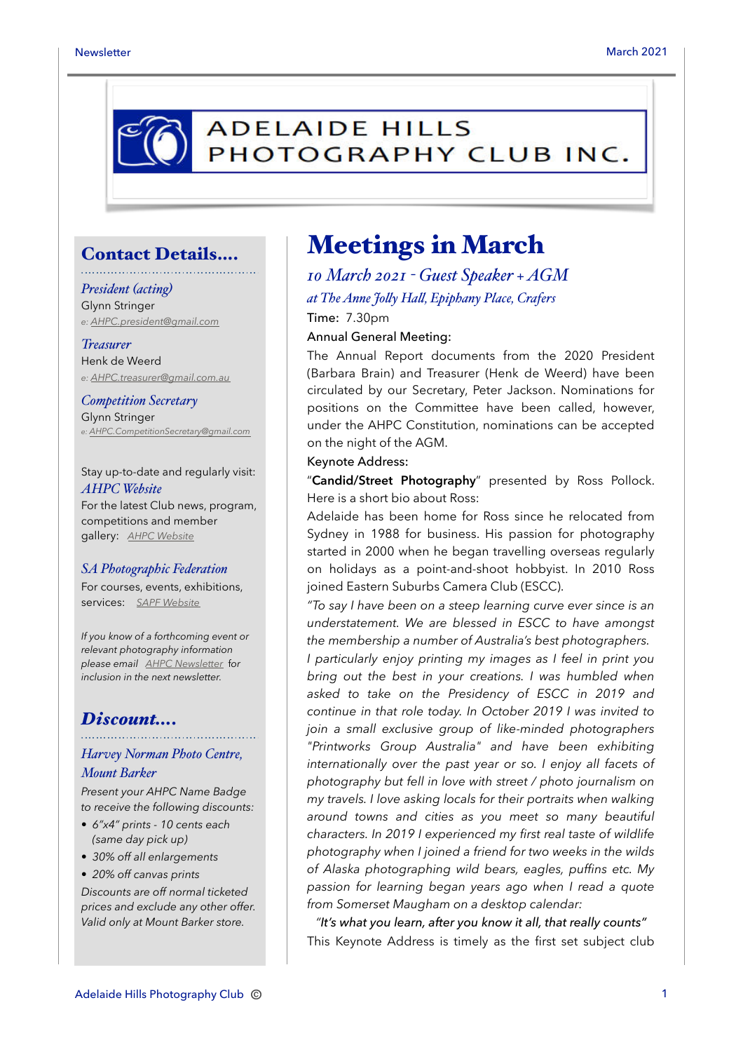# ADELAIDE HILLS PHOTOGRAPHY CLUB INC.

## Contact Details....

*President (acting)*
Glynn Stringer
e: AHPC.president@gmail.com

*Treasurer*
Henk de Weerd
e: AHPC.treasurer@gmail.com.au

*Competition Secretary*
Glynn Stringer
e: AHPC.CompetitionSecretary@gmail.com

Stay up-to-date and regularly visit:
*AHPC Website*
For the latest Club news, program, competitions and member gallery: AHPC Website

*SA Photographic Federation*
For courses, events, exhibitions, services: SAPF Website

*If you know of a forthcoming event or relevant photography information please email AHPC Newsletter for inclusion in the next newsletter.*

## Discount....

*Harvey Norman Photo Centre, Mount Barker*

*Present your AHPC Name Badge to receive the following discounts:*

- *6"x4" prints - 10 cents each (same day pick up)*
- *30% off all enlargements*
- *20% off canvas prints*

*Discounts are off normal ticketed prices and exclude any other offer. Valid only at Mount Barker store.*

# Meetings in March

### *10 March 2021 - Guest Speaker + AGM*

*at The Anne Jolly Hall, Epiphany Place, Crafers*

Time: 7.30pm

Annual General Meeting:

The Annual Report documents from the 2020 President (Barbara Brain) and Treasurer (Henk de Weerd) have been circulated by our Secretary, Peter Jackson. Nominations for positions on the Committee have been called, however, under the AHPC Constitution, nominations can be accepted on the night of the AGM.

Keynote Address:

"**Candid/Street Photography**" presented by Ross Pollock. Here is a short bio about Ross:

Adelaide has been home for Ross since he relocated from Sydney in 1988 for business. His passion for photography started in 2000 when he began travelling overseas regularly on holidays as a point-and-shoot hobbyist. In 2010 Ross joined Eastern Suburbs Camera Club (ESCC).

*"To say I have been on a steep learning curve ever since is an understatement. We are blessed in ESCC to have amongst the membership a number of Australia's best photographers.*

*I particularly enjoy printing my images as I feel in print you bring out the best in your creations. I was humbled when asked to take on the Presidency of ESCC in 2019 and continue in that role today. In October 2019 I was invited to join a small exclusive group of like-minded photographers "Printworks Group Australia" and have been exhibiting internationally over the past year or so. I enjoy all facets of photography but fell in love with street / photo journalism on my travels. I love asking locals for their portraits when walking around towns and cities as you meet so many beautiful characters. In 2019 I experienced my first real taste of wildlife photography when I joined a friend for two weeks in the wilds of Alaska photographing wild bears, eagles, puffins etc. My passion for learning began years ago when I read a quote from Somerset Maugham on a desktop calendar:*

*"It's what you learn, after you know it all, that really counts"*

This Keynote Address is timely as the first set subject club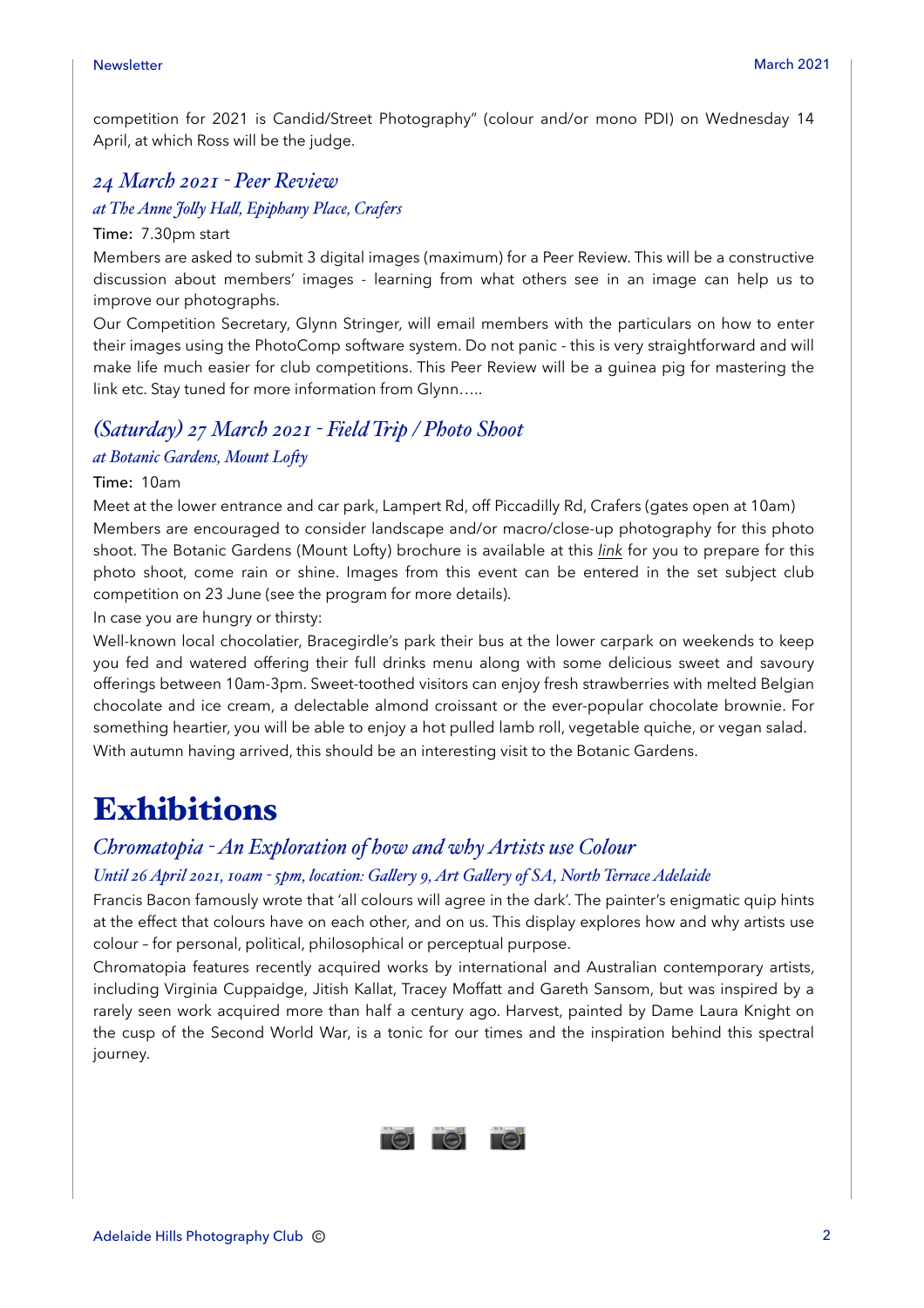competition for 2021 is Candid/Street Photography" (colour and/or mono PDI) on Wednesday 14 April, at which Ross will be the judge.

### *24 March 2021 - Peer Review*

*at The Anne Jolly Hall, Epiphany Place, Crafers*

Time: 7.30pm start

Members are asked to submit 3 digital images (maximum) for a Peer Review. This will be a constructive discussion about members' images - learning from what others see in an image can help us to improve our photographs.

Our Competition Secretary, Glynn Stringer, will email members with the particulars on how to enter their images using the PhotoComp software system. Do not panic - this is very straightforward and will make life much easier for club competitions. This Peer Review will be a guinea pig for mastering the link etc. Stay tuned for more information from Glynn…..

### *(Saturday) 27 March 2021 - Field Trip / Photo Shoot*

*at Botanic Gardens, Mount Lofty*

Time: 10am

Meet at the lower entrance and car park, Lampert Rd, off Piccadilly Rd, Crafers (gates open at 10am)

Members are encouraged to consider landscape and/or macro/close-up photography for this photo shoot. The Botanic Gardens (Mount Lofty) brochure is available at this *link* for you to prepare for this photo shoot, come rain or shine. Images from this event can be entered in the set subject club competition on 23 June (see the program for more details).

In case you are hungry or thirsty:

Well-known local chocolatier, Bracegirdle's park their bus at the lower carpark on weekends to keep you fed and watered offering their full drinks menu along with some delicious sweet and savoury offerings between 10am-3pm. Sweet-toothed visitors can enjoy fresh strawberries with melted Belgian chocolate and ice cream, a delectable almond croissant or the ever-popular chocolate brownie. For something heartier, you will be able to enjoy a hot pulled lamb roll, vegetable quiche, or vegan salad.

With autumn having arrived, this should be an interesting visit to the Botanic Gardens.

# Exhibitions

### *Chromatopia - An Exploration of how and why Artists use Colour*

*Until 26 April 2021, 10am - 5pm, location: Gallery 9, Art Gallery of SA, North Terrace Adelaide*

Francis Bacon famously wrote that 'all colours will agree in the dark'. The painter's enigmatic quip hints at the effect that colours have on each other, and on us. This display explores how and why artists use colour – for personal, political, philosophical or perceptual purpose.

Chromatopia features recently acquired works by international and Australian contemporary artists, including Virginia Cuppaidge, Jitish Kallat, Tracey Moffatt and Gareth Sansom, but was inspired by a rarely seen work acquired more than half a century ago. Harvest, painted by Dame Laura Knight on the cusp of the Second World War, is a tonic for our times and the inspiration behind this spectral journey.